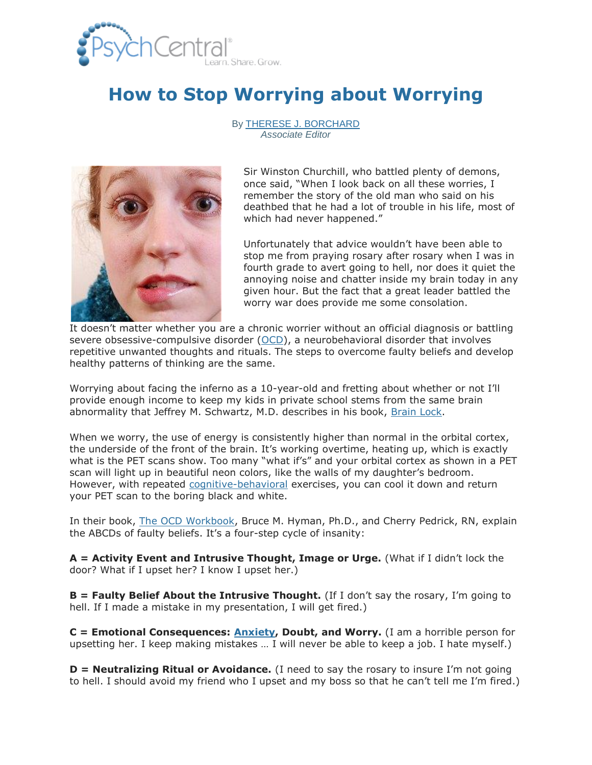# How to Stop Worrying about Worrying

By THERESE J. BORCHARD
*Associate Editor*

Sir Winston Churchill, who battled plenty of demons, once said, "When I look back on all these worries, I remember the story of the old man who said on his deathbed that he had a lot of trouble in his life, most of which had never happened."

Unfortunately that advice wouldn't have been able to stop me from praying rosary after rosary when I was in fourth grade to avert going to hell, nor does it quiet the annoying noise and chatter inside my brain today in any given hour. But the fact that a great leader battled the worry war does provide me some consolation.

It doesn't matter whether you are a chronic worrier without an official diagnosis or battling severe obsessive-compulsive disorder (OCD), a neurobehavioral disorder that involves repetitive unwanted thoughts and rituals. The steps to overcome faulty beliefs and develop healthy patterns of thinking are the same.

Worrying about facing the inferno as a 10-year-old and fretting about whether or not I'll provide enough income to keep my kids in private school stems from the same brain abnormality that Jeffrey M. Schwartz, M.D. describes in his book, Brain Lock.

When we worry, the use of energy is consistently higher than normal in the orbital cortex, the underside of the front of the brain. It's working overtime, heating up, which is exactly what is the PET scans show. Too many "what if's" and your orbital cortex as shown in a PET scan will light up in beautiful neon colors, like the walls of my daughter's bedroom. However, with repeated cognitive-behavioral exercises, you can cool it down and return your PET scan to the boring black and white.

In their book, The OCD Workbook, Bruce M. Hyman, Ph.D., and Cherry Pedrick, RN, explain the ABCDs of faulty beliefs. It's a four-step cycle of insanity:

**A = Activity Event and Intrusive Thought, Image or Urge.** (What if I didn't lock the door? What if I upset her? I know I upset her.)

**B = Faulty Belief About the Intrusive Thought.** (If I don't say the rosary, I'm going to hell. If I made a mistake in my presentation, I will get fired.)

**C = Emotional Consequences: Anxiety, Doubt, and Worry.** (I am a horrible person for upsetting her. I keep making mistakes … I will never be able to keep a job. I hate myself.)

**D = Neutralizing Ritual or Avoidance.** (I need to say the rosary to insure I'm not going to hell. I should avoid my friend who I upset and my boss so that he can't tell me I'm fired.)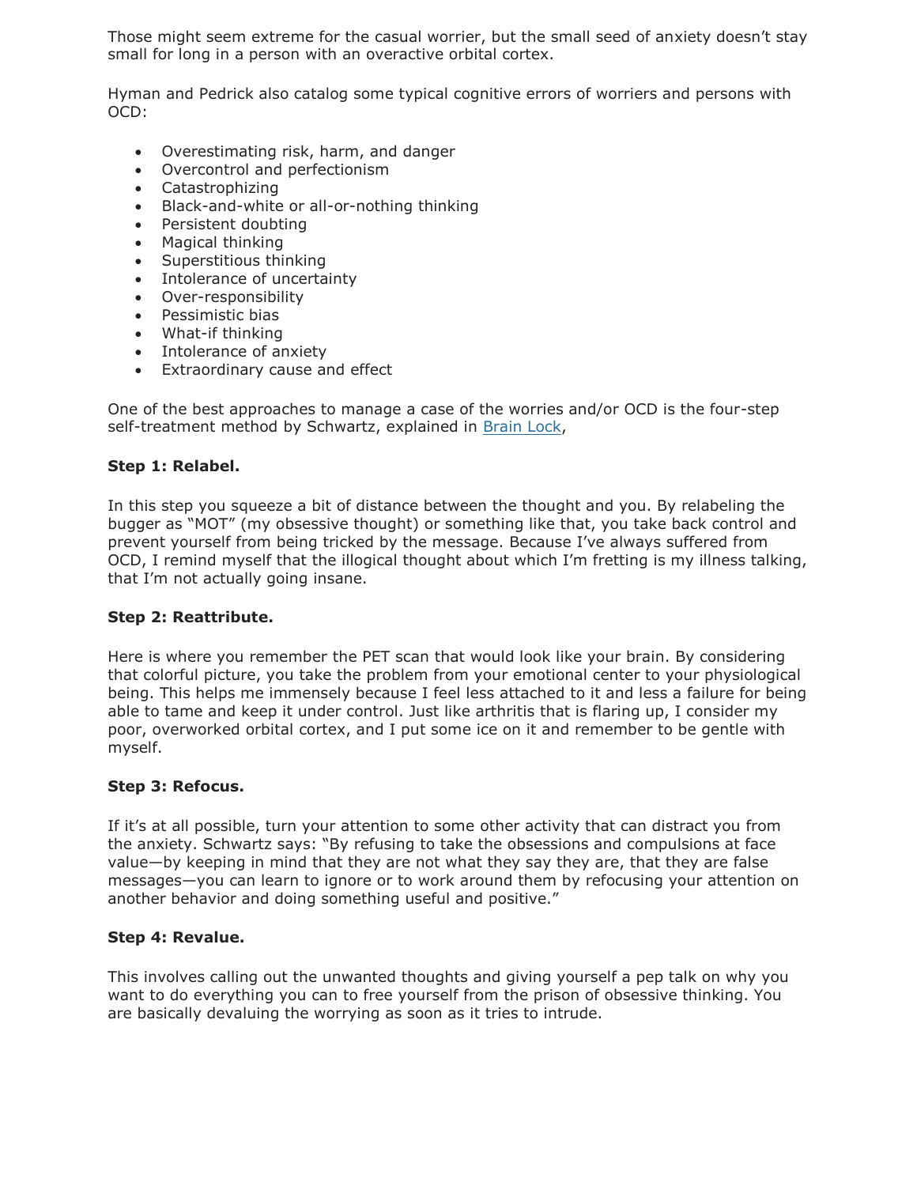Those might seem extreme for the casual worrier, but the small seed of anxiety doesn't stay small for long in a person with an overactive orbital cortex.

Hyman and Pedrick also catalog some typical cognitive errors of worriers and persons with OCD:

- Overestimating risk, harm, and danger
- Overcontrol and perfectionism
- Catastrophizing
- Black-and-white or all-or-nothing thinking
- Persistent doubting
- Magical thinking
- Superstitious thinking
- Intolerance of uncertainty
- Over-responsibility
- Pessimistic bias
- What-if thinking
- Intolerance of anxiety
- Extraordinary cause and effect

One of the best approaches to manage a case of the worries and/or OCD is the four-step self-treatment method by Schwartz, explained in Brain Lock,

**Step 1: Relabel.**

In this step you squeeze a bit of distance between the thought and you. By relabeling the bugger as "MOT" (my obsessive thought) or something like that, you take back control and prevent yourself from being tricked by the message. Because I've always suffered from OCD, I remind myself that the illogical thought about which I'm fretting is my illness talking, that I'm not actually going insane.

**Step 2: Reattribute.**

Here is where you remember the PET scan that would look like your brain. By considering that colorful picture, you take the problem from your emotional center to your physiological being. This helps me immensely because I feel less attached to it and less a failure for being able to tame and keep it under control. Just like arthritis that is flaring up, I consider my poor, overworked orbital cortex, and I put some ice on it and remember to be gentle with myself.

**Step 3: Refocus.**

If it's at all possible, turn your attention to some other activity that can distract you from the anxiety. Schwartz says: "By refusing to take the obsessions and compulsions at face value—by keeping in mind that they are not what they say they are, that they are false messages—you can learn to ignore or to work around them by refocusing your attention on another behavior and doing something useful and positive."

**Step 4: Revalue.**

This involves calling out the unwanted thoughts and giving yourself a pep talk on why you want to do everything you can to free yourself from the prison of obsessive thinking. You are basically devaluing the worrying as soon as it tries to intrude.